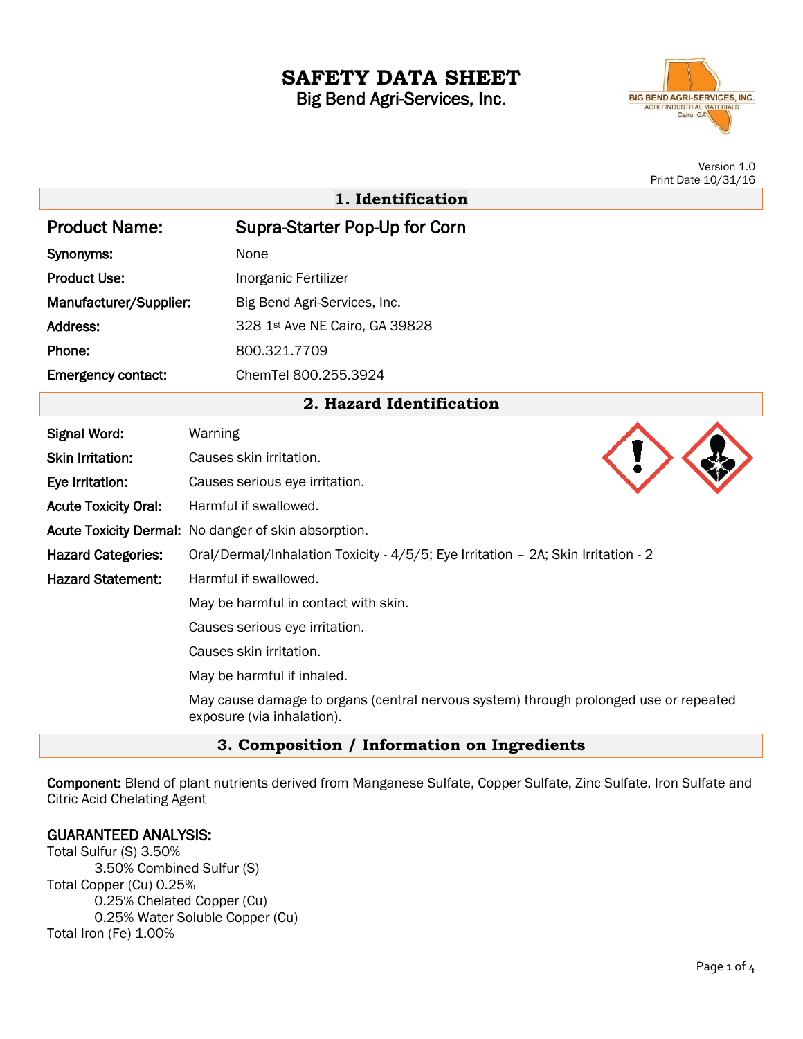# SAFETY DATA SHEET

Big Bend Agri-Services, Inc.

Version 1.0
Print Date 10/31/16

## 1. Identification

| | |
|---|---|
| **Product Name:** | Supra-Starter Pop-Up for Corn |
| **Synonyms:** | None |
| **Product Use:** | Inorganic Fertilizer |
| **Manufacturer/Supplier:** | Big Bend Agri-Services, Inc. |
| **Address:** | 328 1st Ave NE Cairo, GA 39828 |
| **Phone:** | 800.321.7709 |
| **Emergency contact:** | ChemTel 800.255.3924 |

## 2. Hazard Identification

**Signal Word:** Warning

**Skin Irritation:** Causes skin irritation.

**Eye Irritation:** Causes serious eye irritation.

**Acute Toxicity Oral:** Harmful if swallowed.

**Acute Toxicity Dermal:** No danger of skin absorption.

**Hazard Categories:** Oral/Dermal/Inhalation Toxicity - 4/5/5; Eye Irritation – 2A; Skin Irritation - 2

**Hazard Statement:** Harmful if swallowed.

May be harmful in contact with skin.

Causes serious eye irritation.

Causes skin irritation.

May be harmful if inhaled.

May cause damage to organs (central nervous system) through prolonged use or repeated exposure (via inhalation).

## 3. Composition / Information on Ingredients

**Component:** Blend of plant nutrients derived from Manganese Sulfate, Copper Sulfate, Zinc Sulfate, Iron Sulfate and Citric Acid Chelating Agent

### GUARANTEED ANALYSIS:

Total Sulfur (S) 3.50%
- 3.50% Combined Sulfur (S)

Total Copper (Cu) 0.25%
- 0.25% Chelated Copper (Cu)
- 0.25% Water Soluble Copper (Cu)

Total Iron (Fe) 1.00%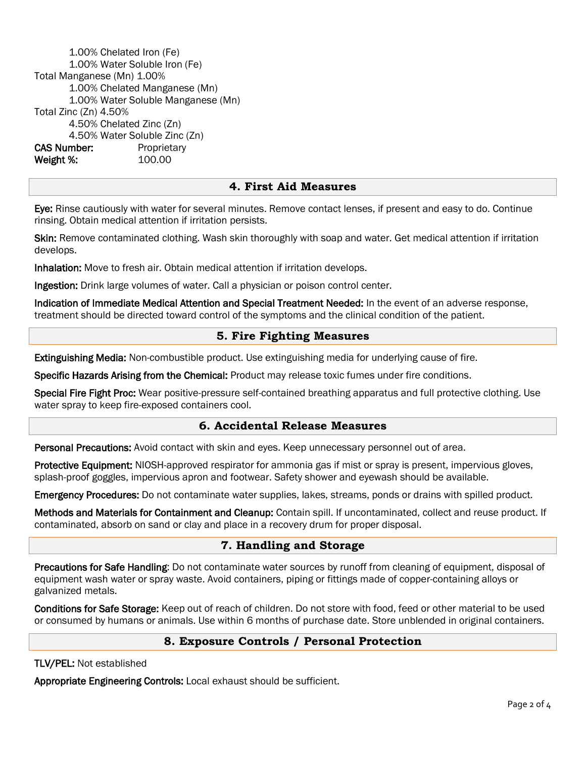1.00% Chelated Iron (Fe)
  1.00% Water Soluble Iron (Fe)

Total Manganese (Mn) 1.00%
  1.00% Chelated Manganese (Mn)
  1.00% Water Soluble Manganese (Mn)

Total Zinc (Zn) 4.50%
  4.50% Chelated Zinc (Zn)
  4.50% Water Soluble Zinc (Zn)

**CAS Number:** Proprietary
**Weight %:** 100.00

## 4. First Aid Measures

**Eye:** Rinse cautiously with water for several minutes. Remove contact lenses, if present and easy to do. Continue rinsing. Obtain medical attention if irritation persists.

**Skin:** Remove contaminated clothing. Wash skin thoroughly with soap and water. Get medical attention if irritation develops.

**Inhalation:** Move to fresh air. Obtain medical attention if irritation develops.

**Ingestion:** Drink large volumes of water. Call a physician or poison control center.

**Indication of Immediate Medical Attention and Special Treatment Needed:** In the event of an adverse response, treatment should be directed toward control of the symptoms and the clinical condition of the patient.

## 5. Fire Fighting Measures

**Extinguishing Media:** Non-combustible product. Use extinguishing media for underlying cause of fire.

**Specific Hazards Arising from the Chemical:** Product may release toxic fumes under fire conditions.

**Special Fire Fight Proc:** Wear positive-pressure self-contained breathing apparatus and full protective clothing. Use water spray to keep fire-exposed containers cool.

## 6. Accidental Release Measures

**Personal Precautions:** Avoid contact with skin and eyes. Keep unnecessary personnel out of area.

**Protective Equipment:** NIOSH-approved respirator for ammonia gas if mist or spray is present, impervious gloves, splash-proof goggles, impervious apron and footwear. Safety shower and eyewash should be available.

**Emergency Procedures:** Do not contaminate water supplies, lakes, streams, ponds or drains with spilled product.

**Methods and Materials for Containment and Cleanup:** Contain spill. If uncontaminated, collect and reuse product. If contaminated, absorb on sand or clay and place in a recovery drum for proper disposal.

## 7. Handling and Storage

**Precautions for Safe Handling**: Do not contaminate water sources by runoff from cleaning of equipment, disposal of equipment wash water or spray waste. Avoid containers, piping or fittings made of copper-containing alloys or galvanized metals.

**Conditions for Safe Storage:** Keep out of reach of children. Do not store with food, feed or other material to be used or consumed by humans or animals. Use within 6 months of purchase date. Store unblended in original containers.

## 8. Exposure Controls / Personal Protection

**TLV/PEL:** Not established

**Appropriate Engineering Controls:** Local exhaust should be sufficient.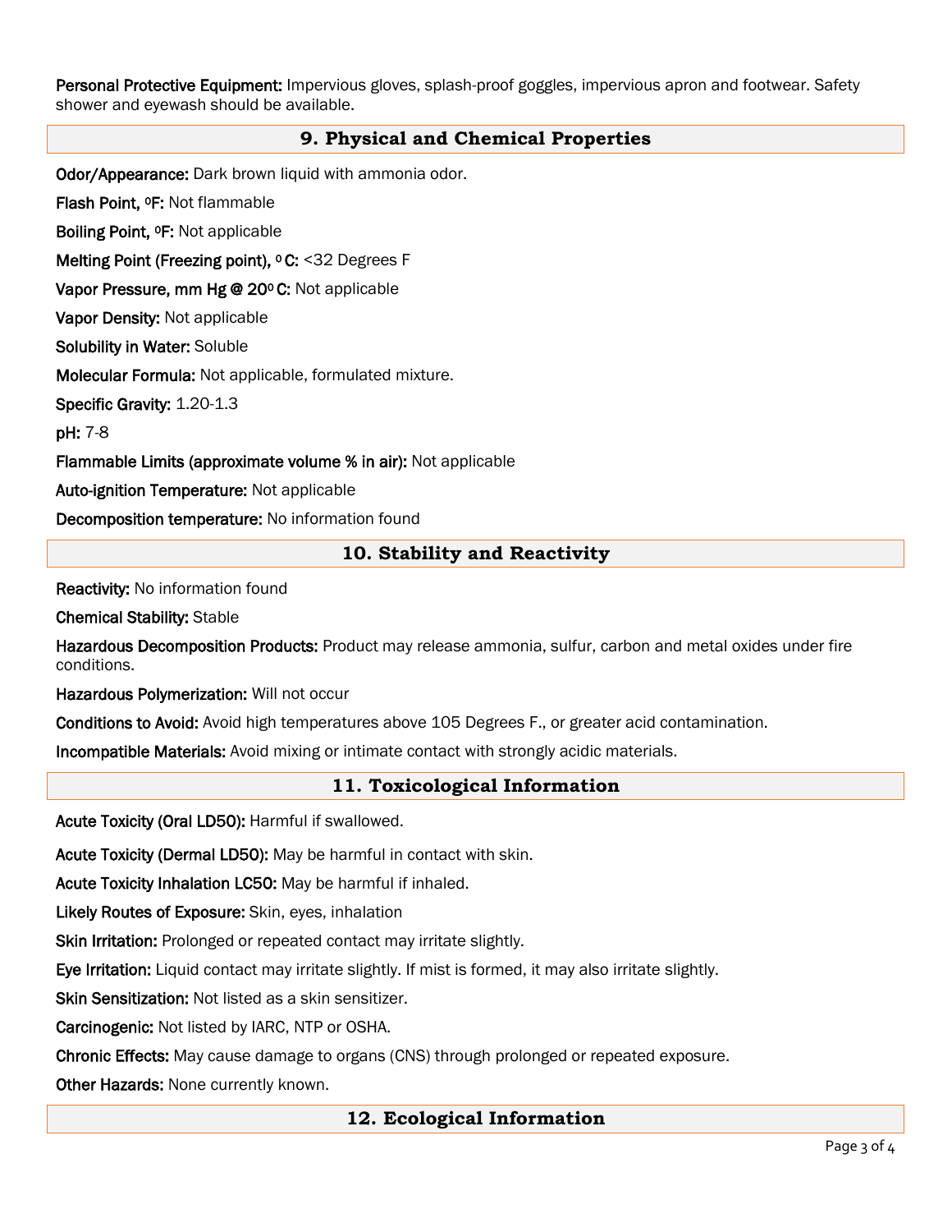**Personal Protective Equipment:** Impervious gloves, splash-proof goggles, impervious apron and footwear. Safety shower and eyewash should be available.

## 9. Physical and Chemical Properties

**Odor/Appearance:** Dark brown liquid with ammonia odor.

**Flash Point, ºF:** Not flammable

**Boiling Point, ºF:** Not applicable

**Melting Point (Freezing point), º C:** <32 Degrees F

**Vapor Pressure, mm Hg @ 20º C:** Not applicable

**Vapor Density:** Not applicable

**Solubility in Water:** Soluble

**Molecular Formula:** Not applicable, formulated mixture.

**Specific Gravity:** 1.20-1.3

**pH:** 7-8

**Flammable Limits (approximate volume % in air):** Not applicable

**Auto-ignition Temperature:** Not applicable

**Decomposition temperature:** No information found

## 10. Stability and Reactivity

**Reactivity:** No information found

**Chemical Stability:** Stable

**Hazardous Decomposition Products:** Product may release ammonia, sulfur, carbon and metal oxides under fire conditions.

**Hazardous Polymerization:** Will not occur

**Conditions to Avoid:** Avoid high temperatures above 105 Degrees F., or greater acid contamination.

**Incompatible Materials:** Avoid mixing or intimate contact with strongly acidic materials.

## 11. Toxicological Information

**Acute Toxicity (Oral LD50):** Harmful if swallowed.

**Acute Toxicity (Dermal LD50):** May be harmful in contact with skin.

**Acute Toxicity Inhalation LC50:** May be harmful if inhaled.

**Likely Routes of Exposure:** Skin, eyes, inhalation

**Skin Irritation:** Prolonged or repeated contact may irritate slightly.

**Eye Irritation:** Liquid contact may irritate slightly. If mist is formed, it may also irritate slightly.

**Skin Sensitization:** Not listed as a skin sensitizer.

**Carcinogenic:** Not listed by IARC, NTP or OSHA.

**Chronic Effects:** May cause damage to organs (CNS) through prolonged or repeated exposure.

**Other Hazards:** None currently known.

## 12. Ecological Information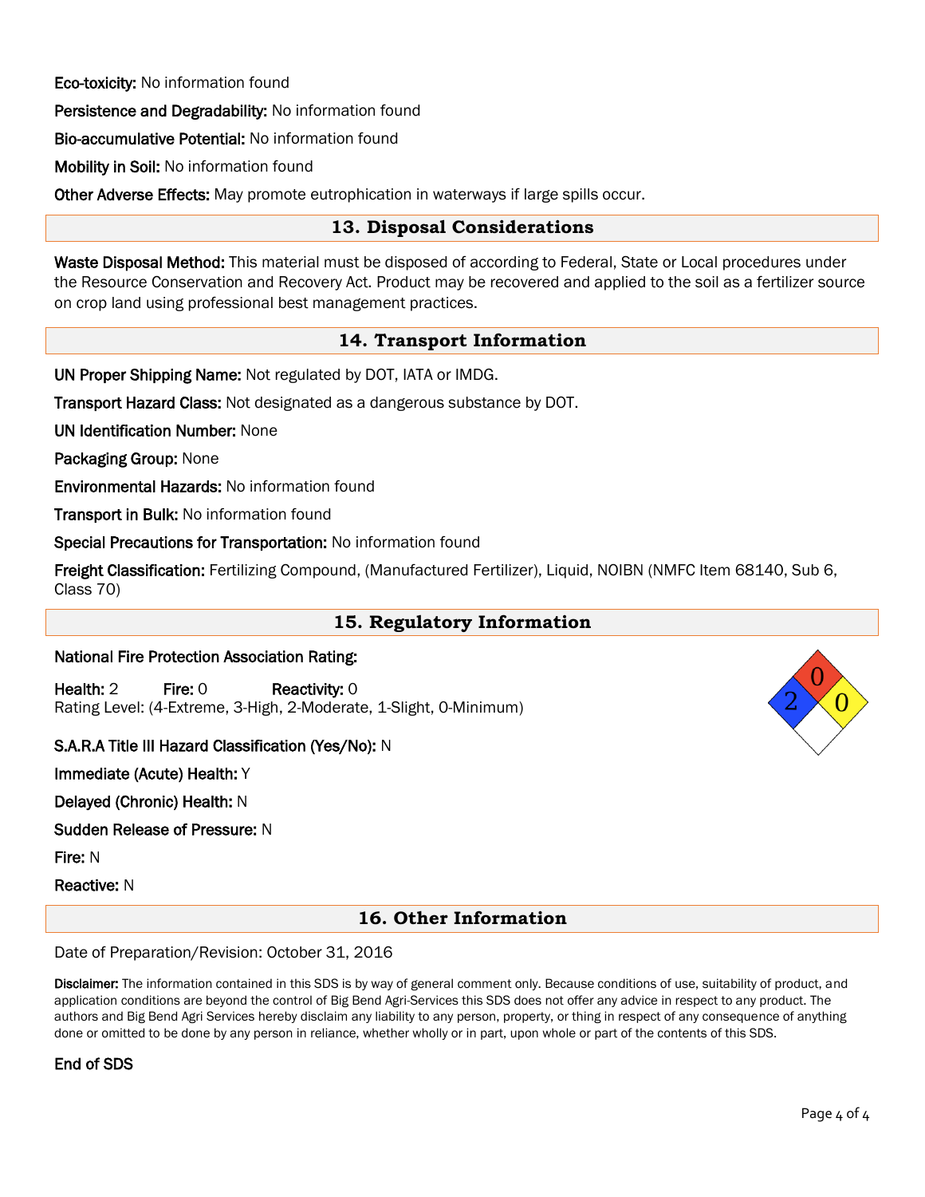**Eco-toxicity:** No information found

**Persistence and Degradability:** No information found

**Bio-accumulative Potential:** No information found

**Mobility in Soil:** No information found

**Other Adverse Effects:** May promote eutrophication in waterways if large spills occur.

## 13. Disposal Considerations

**Waste Disposal Method:** This material must be disposed of according to Federal, State or Local procedures under the Resource Conservation and Recovery Act. Product may be recovered and applied to the soil as a fertilizer source on crop land using professional best management practices.

## 14. Transport Information

**UN Proper Shipping Name:** Not regulated by DOT, IATA or IMDG.

**Transport Hazard Class:** Not designated as a dangerous substance by DOT.

**UN Identification Number:** None

**Packaging Group:** None

**Environmental Hazards:** No information found

**Transport in Bulk:** No information found

**Special Precautions for Transportation:** No information found

**Freight Classification:** Fertilizing Compound, (Manufactured Fertilizer), Liquid, NOIBN (NMFC Item 68140, Sub 6, Class 70)

## 15. Regulatory Information

**National Fire Protection Association Rating:**

**Health:** 2 **Fire:** 0 **Reactivity:** 0
Rating Level: (4-Extreme, 3-High, 2-Moderate, 1-Slight, 0-Minimum)

**S.A.R.A Title III Hazard Classification (Yes/No):** N

**Immediate (Acute) Health:** Y

**Delayed (Chronic) Health:** N

**Sudden Release of Pressure:** N

**Fire:** N

**Reactive:** N

## 16. Other Information

Date of Preparation/Revision: October 31, 2016

**Disclaimer:** The information contained in this SDS is by way of general comment only. Because conditions of use, suitability of product, and application conditions are beyond the control of Big Bend Agri-Services this SDS does not offer any advice in respect to any product. The authors and Big Bend Agri Services hereby disclaim any liability to any person, property, or thing in respect of any consequence of anything done or omitted to be done by any person in reliance, whether wholly or in part, upon whole or part of the contents of this SDS.

**End of SDS**